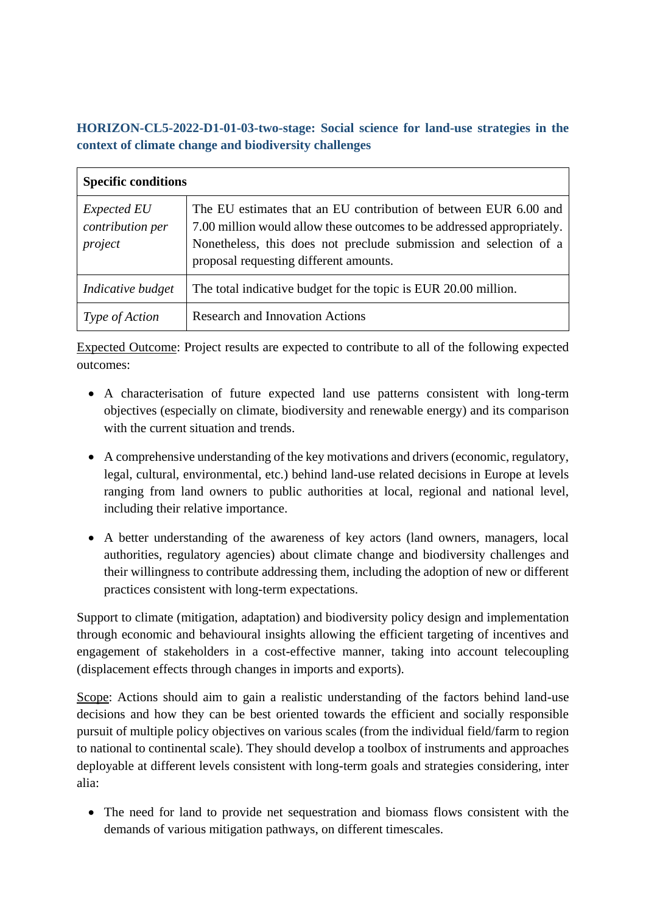### HORIZON-CL5-2022-D1-01-03-two-stage: Social science for land-use strategies in the context of climate change and biodiversity challenges

| **Specific conditions** | |
|---|---|
| *Expected EU contribution per project* | The EU estimates that an EU contribution of between EUR 6.00 and 7.00 million would allow these outcomes to be addressed appropriately. Nonetheless, this does not preclude submission and selection of a proposal requesting different amounts. |
| *Indicative budget* | The total indicative budget for the topic is EUR 20.00 million. |
| *Type of Action* | Research and Innovation Actions |

Expected Outcome: Project results are expected to contribute to all of the following expected outcomes:

- A characterisation of future expected land use patterns consistent with long-term objectives (especially on climate, biodiversity and renewable energy) and its comparison with the current situation and trends.
- A comprehensive understanding of the key motivations and drivers (economic, regulatory, legal, cultural, environmental, etc.) behind land-use related decisions in Europe at levels ranging from land owners to public authorities at local, regional and national level, including their relative importance.
- A better understanding of the awareness of key actors (land owners, managers, local authorities, regulatory agencies) about climate change and biodiversity challenges and their willingness to contribute addressing them, including the adoption of new or different practices consistent with long-term expectations.

Support to climate (mitigation, adaptation) and biodiversity policy design and implementation through economic and behavioural insights allowing the efficient targeting of incentives and engagement of stakeholders in a cost-effective manner, taking into account telecoupling (displacement effects through changes in imports and exports).

Scope: Actions should aim to gain a realistic understanding of the factors behind land-use decisions and how they can be best oriented towards the efficient and socially responsible pursuit of multiple policy objectives on various scales (from the individual field/farm to region to national to continental scale). They should develop a toolbox of instruments and approaches deployable at different levels consistent with long-term goals and strategies considering, inter alia:

- The need for land to provide net sequestration and biomass flows consistent with the demands of various mitigation pathways, on different timescales.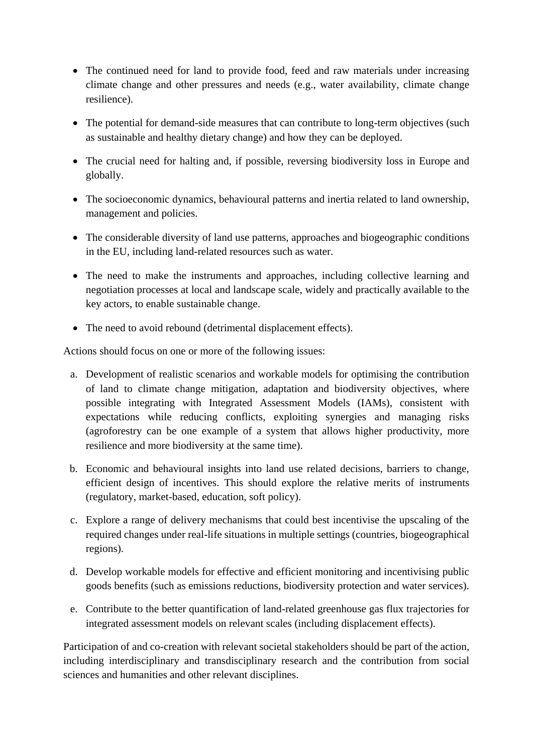- The continued need for land to provide food, feed and raw materials under increasing climate change and other pressures and needs (e.g., water availability, climate change resilience).
- The potential for demand-side measures that can contribute to long-term objectives (such as sustainable and healthy dietary change) and how they can be deployed.
- The crucial need for halting and, if possible, reversing biodiversity loss in Europe and globally.
- The socioeconomic dynamics, behavioural patterns and inertia related to land ownership, management and policies.
- The considerable diversity of land use patterns, approaches and biogeographic conditions in the EU, including land-related resources such as water.
- The need to make the instruments and approaches, including collective learning and negotiation processes at local and landscape scale, widely and practically available to the key actors, to enable sustainable change.
- The need to avoid rebound (detrimental displacement effects).

Actions should focus on one or more of the following issues:

a. Development of realistic scenarios and workable models for optimising the contribution of land to climate change mitigation, adaptation and biodiversity objectives, where possible integrating with Integrated Assessment Models (IAMs), consistent with expectations while reducing conflicts, exploiting synergies and managing risks (agroforestry can be one example of a system that allows higher productivity, more resilience and more biodiversity at the same time).

b. Economic and behavioural insights into land use related decisions, barriers to change, efficient design of incentives. This should explore the relative merits of instruments (regulatory, market-based, education, soft policy).

c. Explore a range of delivery mechanisms that could best incentivise the upscaling of the required changes under real-life situations in multiple settings (countries, biogeographical regions).

d. Develop workable models for effective and efficient monitoring and incentivising public goods benefits (such as emissions reductions, biodiversity protection and water services).

e. Contribute to the better quantification of land-related greenhouse gas flux trajectories for integrated assessment models on relevant scales (including displacement effects).

Participation of and co-creation with relevant societal stakeholders should be part of the action, including interdisciplinary and transdisciplinary research and the contribution from social sciences and humanities and other relevant disciplines.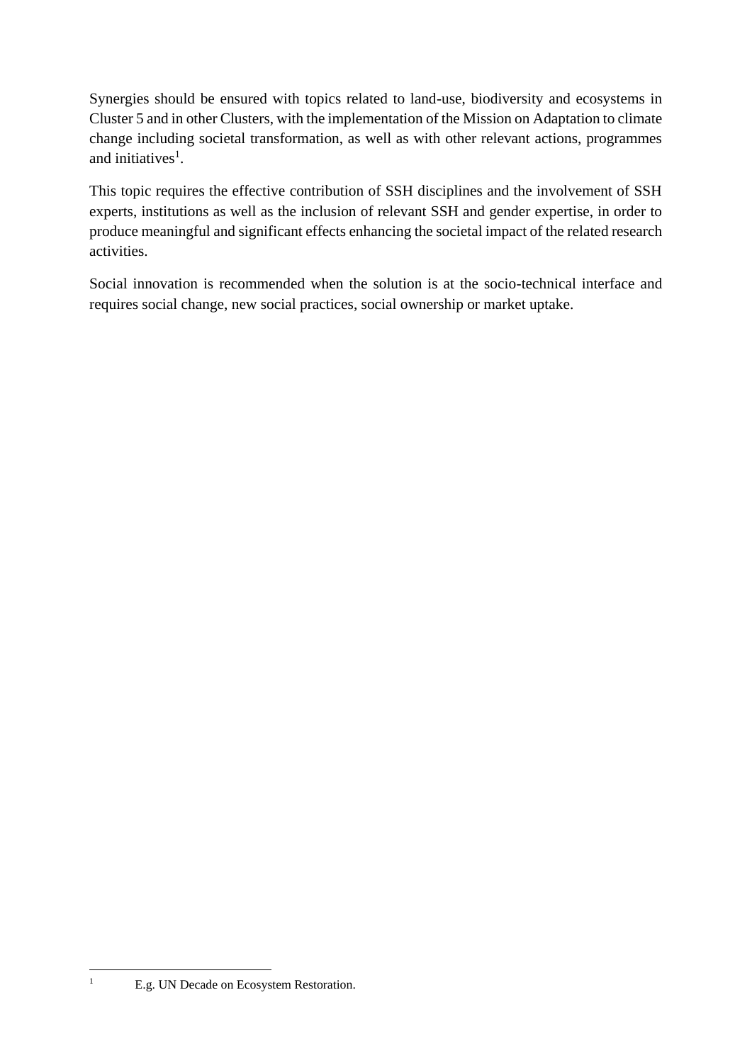Synergies should be ensured with topics related to land-use, biodiversity and ecosystems in Cluster 5 and in other Clusters, with the implementation of the Mission on Adaptation to climate change including societal transformation, as well as with other relevant actions, programmes and initiatives[1].

This topic requires the effective contribution of SSH disciplines and the involvement of SSH experts, institutions as well as the inclusion of relevant SSH and gender expertise, in order to produce meaningful and significant effects enhancing the societal impact of the related research activities.

Social innovation is recommended when the solution is at the socio-technical interface and requires social change, new social practices, social ownership or market uptake.

---

[1] E.g. UN Decade on Ecosystem Restoration.